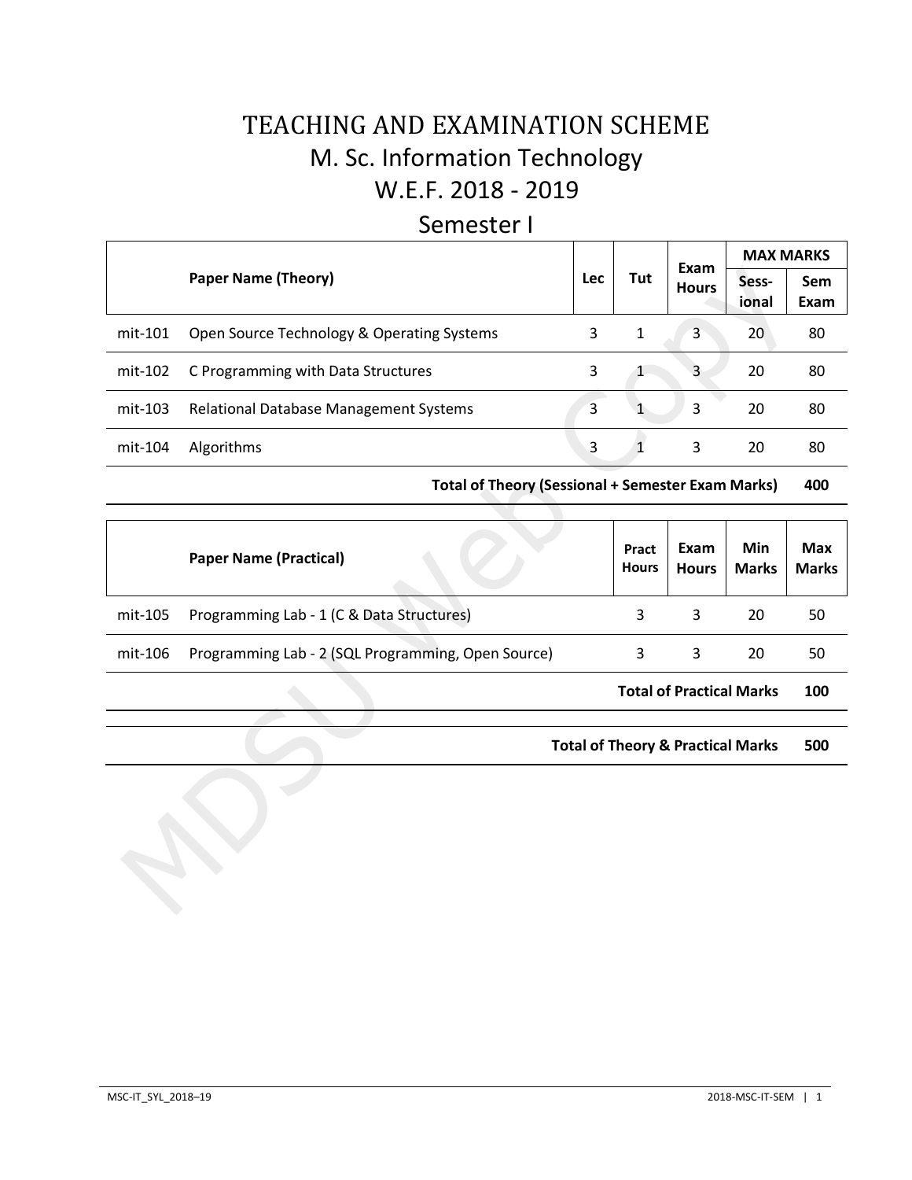# TEACHING AND EXAMINATION SCHEME

## M. Sc. Information Technology

## W.E.F. 2018 - 2019

## Semester I

| | Paper Name (Theory) | Lec | Tut | Exam Hours | MAX MARKS | |
|---|---|---|---|---|---|---|
| | | | | | Sess-ional | Sem Exam |
| mit-101 | Open Source Technology & Operating Systems | 3 | 1 | 3 | 20 | 80 |
| mit-102 | C Programming with Data Structures | 3 | 1 | 3 | 20 | 80 |
| mit-103 | Relational Database Management Systems | 3 | 1 | 3 | 20 | 80 |
| mit-104 | Algorithms | 3 | 1 | 3 | 20 | 80 |
| | **Total of Theory (Sessional + Semester Exam Marks)** | | | | | **400** |

| | Paper Name (Practical) | Pract Hours | Exam Hours | Min Marks | Max Marks |
|---|---|---|---|---|---|
| mit-105 | Programming Lab - 1 (C & Data Structures) | 3 | 3 | 20 | 50 |
| mit-106 | Programming Lab - 2 (SQL Programming, Open Source) | 3 | 3 | 20 | 50 |
| | **Total of Practical Marks** | | | | **100** |

| | |
|---|---|
| **Total of Theory & Practical Marks** | **500** |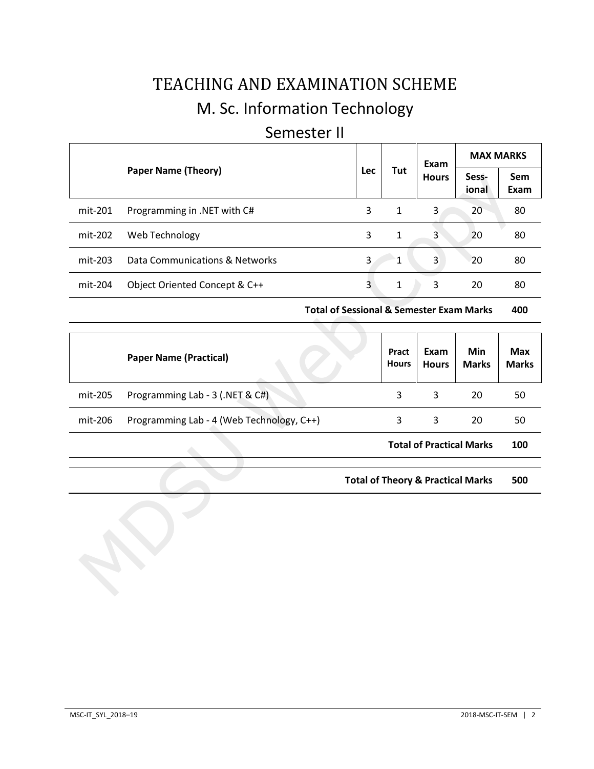# TEACHING AND EXAMINATION SCHEME

## M. Sc. Information Technology

## Semester II

| | Paper Name (Theory) | Lec | Tut | Exam Hours | MAX MARKS | |
|---|---|---|---|---|---|---|
| | | | | | Sess-ional | Sem Exam |
| mit-201 | Programming in .NET with C# | 3 | 1 | 3 | 20 | 80 |
| mit-202 | Web Technology | 3 | 1 | 3 | 20 | 80 |
| mit-203 | Data Communications & Networks | 3 | 1 | 3 | 20 | 80 |
| mit-204 | Object Oriented Concept & C++ | 3 | 1 | 3 | 20 | 80 |
| | **Total of Sessional & Semester Exam Marks** | | | | | **400** |

| | Paper Name (Practical) | Pract Hours | Exam Hours | Min Marks | Max Marks |
|---|---|---|---|---|---|
| mit-205 | Programming Lab - 3 (.NET & C#) | 3 | 3 | 20 | 50 |
| mit-206 | Programming Lab - 4 (Web Technology, C++) | 3 | 3 | 20 | 50 |
| | **Total of Practical Marks** | | | | **100** |

| | |
|---|---|
| **Total of Theory & Practical Marks** | **500** |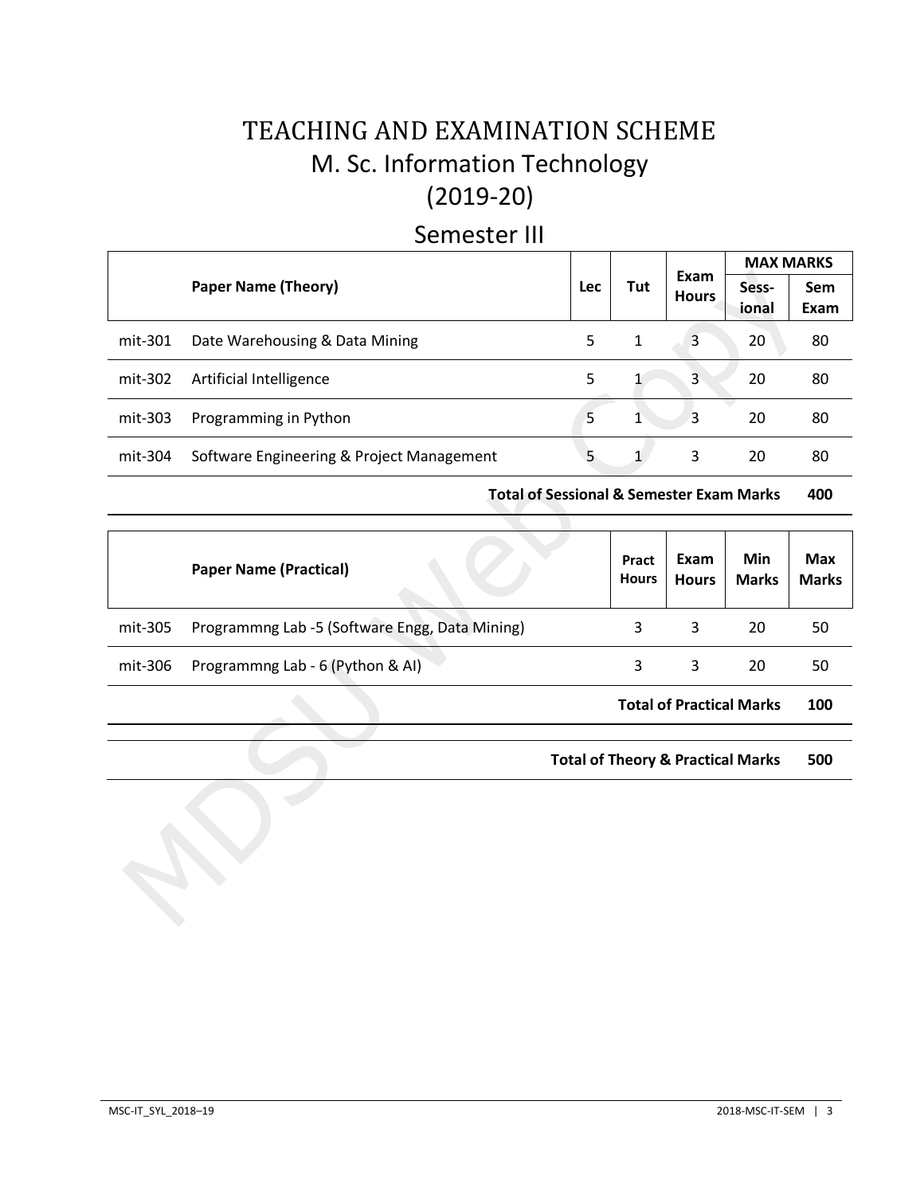# TEACHING AND EXAMINATION SCHEME
## M. Sc. Information Technology
## (2019-20)

## Semester III

| | Paper Name (Theory) | Lec | Tut | Exam Hours | MAX MARKS | |
|---|---|---|---|---|---|---|
| | | | | | Sess-ional | Sem Exam |
| mit-301 | Date Warehousing & Data Mining | 5 | 1 | 3 | 20 | 80 |
| mit-302 | Artificial Intelligence | 5 | 1 | 3 | 20 | 80 |
| mit-303 | Programming in Python | 5 | 1 | 3 | 20 | 80 |
| mit-304 | Software Engineering & Project Management | 5 | 1 | 3 | 20 | 80 |
| | **Total of Sessional & Semester Exam Marks** | | | | | **400** |

| | Paper Name (Practical) | Pract Hours | Exam Hours | Min Marks | Max Marks |
|---|---|---|---|---|---|
| mit-305 | Programmng Lab -5 (Software Engg, Data Mining) | 3 | 3 | 20 | 50 |
| mit-306 | Programmng Lab - 6 (Python & AI) | 3 | 3 | 20 | 50 |
| | **Total of Practical Marks** | | | | **100** |

| | |
|---|---|
| **Total of Theory & Practical Marks** | **500** |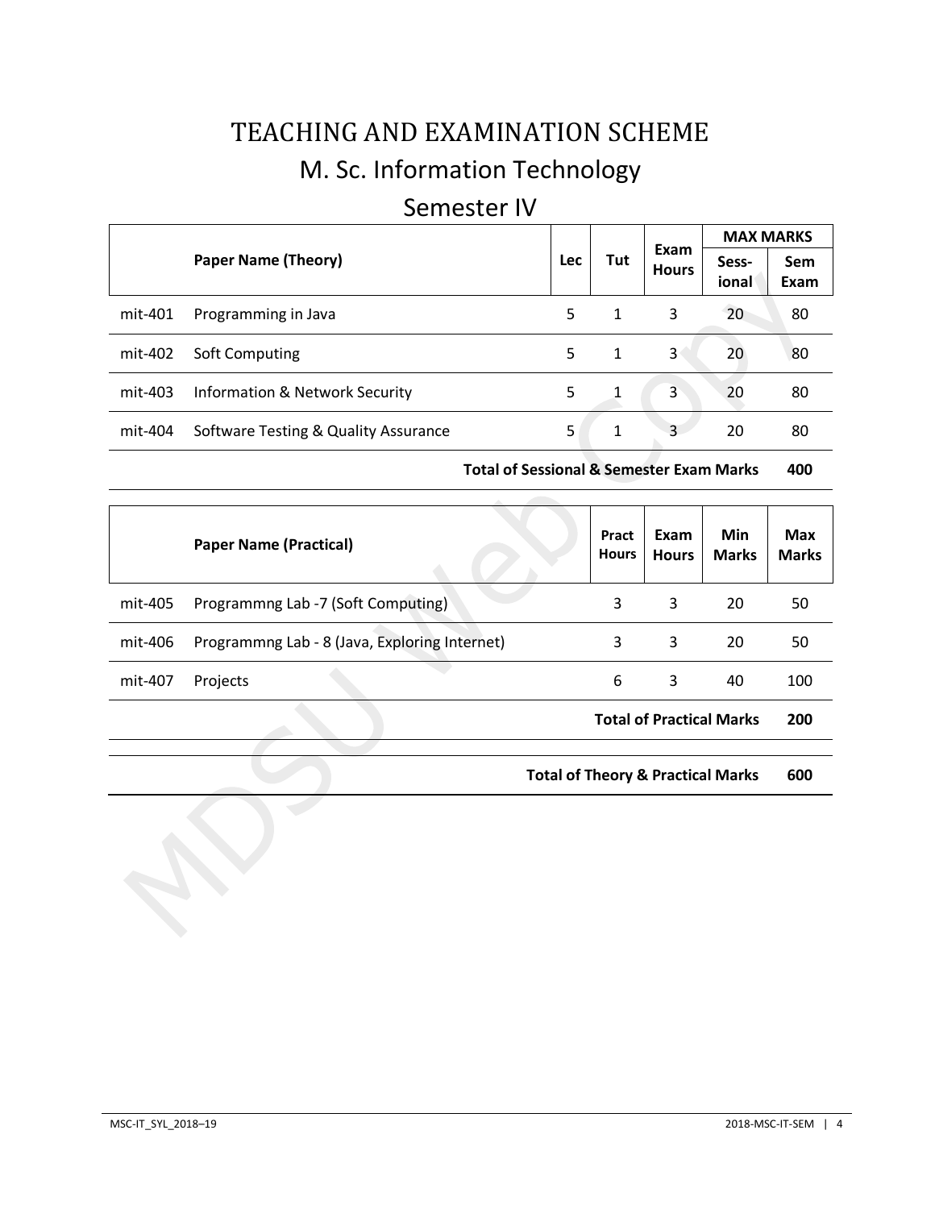# TEACHING AND EXAMINATION SCHEME

## M. Sc. Information Technology

## Semester IV

| | Paper Name (Theory) | Lec | Tut | Exam Hours | MAX MARKS | |
|---|---|---|---|---|---|---|
| | | | | | Sess-ional | Sem Exam |
| mit-401 | Programming in Java | 5 | 1 | 3 | 20 | 80 |
| mit-402 | Soft Computing | 5 | 1 | 3 | 20 | 80 |
| mit-403 | Information & Network Security | 5 | 1 | 3 | 20 | 80 |
| mit-404 | Software Testing & Quality Assurance | 5 | 1 | 3 | 20 | 80 |
| | **Total of Sessional & Semester Exam Marks** | | | | | **400** |

| | Paper Name (Practical) | Pract Hours | Exam Hours | Min Marks | Max Marks |
|---|---|---|---|---|---|
| mit-405 | Programmng Lab -7 (Soft Computing) | 3 | 3 | 20 | 50 |
| mit-406 | Programmng Lab - 8 (Java, Exploring Internet) | 3 | 3 | 20 | 50 |
| mit-407 | Projects | 6 | 3 | 40 | 100 |
| | **Total of Practical Marks** | | | | **200** |
| | **Total of Theory & Practical Marks** | | | | **600** |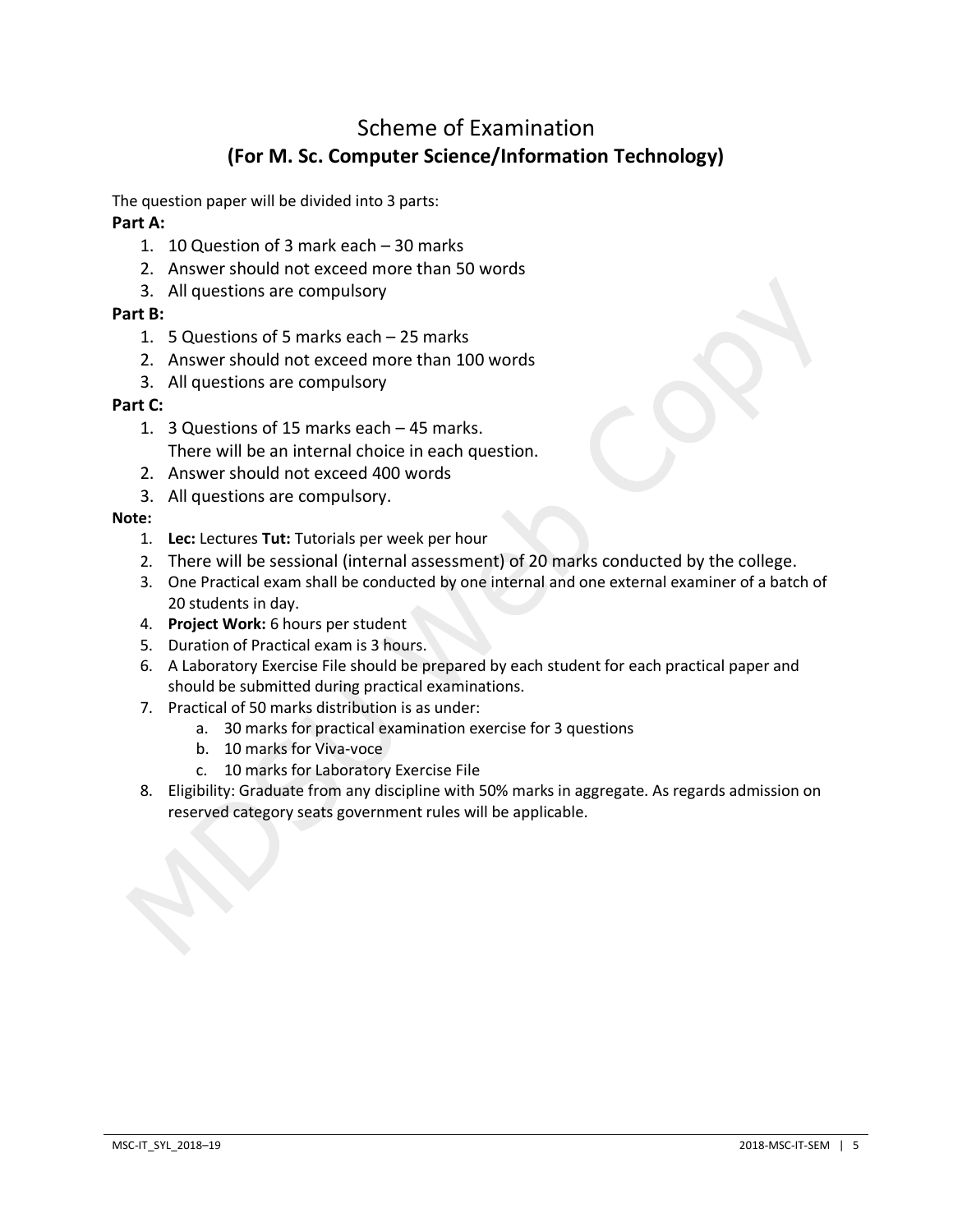# Scheme of Examination

## (For M. Sc. Computer Science/Information Technology)

The question paper will be divided into 3 parts:

**Part A:**

1. 10 Question of 3 mark each – 30 marks
2. Answer should not exceed more than 50 words
3. All questions are compulsory

**Part B:**

1. 5 Questions of 5 marks each – 25 marks
2. Answer should not exceed more than 100 words
3. All questions are compulsory

**Part C:**

1. 3 Questions of 15 marks each – 45 marks.
   There will be an internal choice in each question.
2. Answer should not exceed 400 words
3. All questions are compulsory.

**Note:**

1. **Lec:** Lectures **Tut:** Tutorials per week per hour
2. There will be sessional (internal assessment) of 20 marks conducted by the college.
3. One Practical exam shall be conducted by one internal and one external examiner of a batch of 20 students in day.
4. **Project Work:** 6 hours per student
5. Duration of Practical exam is 3 hours.
6. A Laboratory Exercise File should be prepared by each student for each practical paper and should be submitted during practical examinations.
7. Practical of 50 marks distribution is as under:
   a. 30 marks for practical examination exercise for 3 questions
   b. 10 marks for Viva-voce
   c. 10 marks for Laboratory Exercise File
8. Eligibility: Graduate from any discipline with 50% marks in aggregate. As regards admission on reserved category seats government rules will be applicable.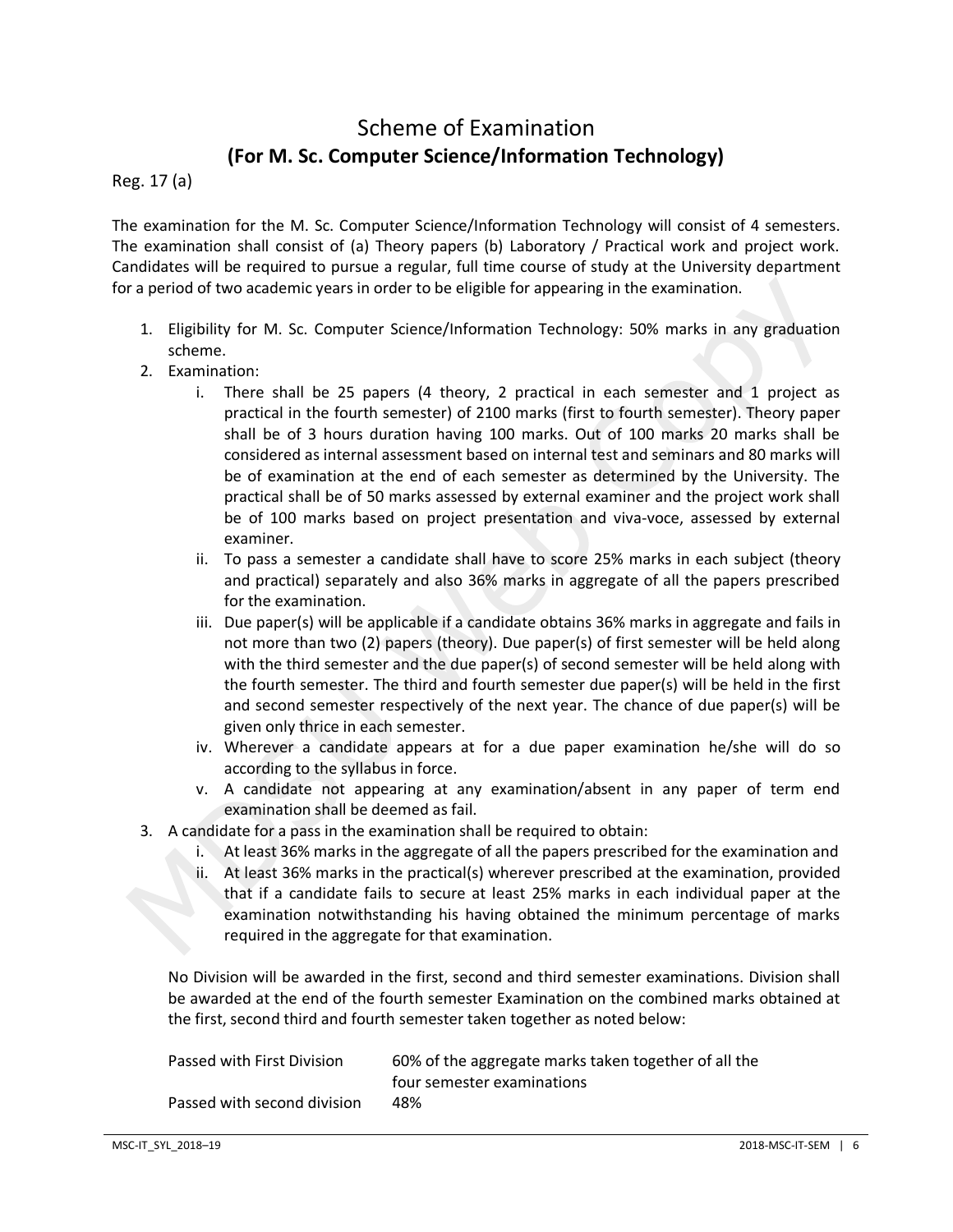# Scheme of Examination

## (For M. Sc. Computer Science/Information Technology)

Reg. 17 (a)

The examination for the M. Sc. Computer Science/Information Technology will consist of 4 semesters. The examination shall consist of (a) Theory papers (b) Laboratory / Practical work and project work. Candidates will be required to pursue a regular, full time course of study at the University department for a period of two academic years in order to be eligible for appearing in the examination.

1. Eligibility for M. Sc. Computer Science/Information Technology: 50% marks in any graduation scheme.
2. Examination:
   i. There shall be 25 papers (4 theory, 2 practical in each semester and 1 project as practical in the fourth semester) of 2100 marks (first to fourth semester). Theory paper shall be of 3 hours duration having 100 marks. Out of 100 marks 20 marks shall be considered as internal assessment based on internal test and seminars and 80 marks will be of examination at the end of each semester as determined by the University. The practical shall be of 50 marks assessed by external examiner and the project work shall be of 100 marks based on project presentation and viva-voce, assessed by external examiner.
   
   ii. To pass a semester a candidate shall have to score 25% marks in each subject (theory and practical) separately and also 36% marks in aggregate of all the papers prescribed for the examination.
   
   iii. Due paper(s) will be applicable if a candidate obtains 36% marks in aggregate and fails in not more than two (2) papers (theory). Due paper(s) of first semester will be held along with the third semester and the due paper(s) of second semester will be held along with the fourth semester. The third and fourth semester due paper(s) will be held in the first and second semester respectively of the next year. The chance of due paper(s) will be given only thrice in each semester.
   
   iv. Wherever a candidate appears at for a due paper examination he/she will do so according to the syllabus in force.
   
   v. A candidate not appearing at any examination/absent in any paper of term end examination shall be deemed as fail.
3. A candidate for a pass in the examination shall be required to obtain:
   i. At least 36% marks in the aggregate of all the papers prescribed for the examination and
   
   ii. At least 36% marks in the practical(s) wherever prescribed at the examination, provided that if a candidate fails to secure at least 25% marks in each individual paper at the examination notwithstanding his having obtained the minimum percentage of marks required in the aggregate for that examination.

No Division will be awarded in the first, second and third semester examinations. Division shall be awarded at the end of the fourth semester Examination on the combined marks obtained at the first, second third and fourth semester taken together as noted below:

| | |
|---|---|
| Passed with First Division | 60% of the aggregate marks taken together of all the four semester examinations |
| Passed with second division | 48% |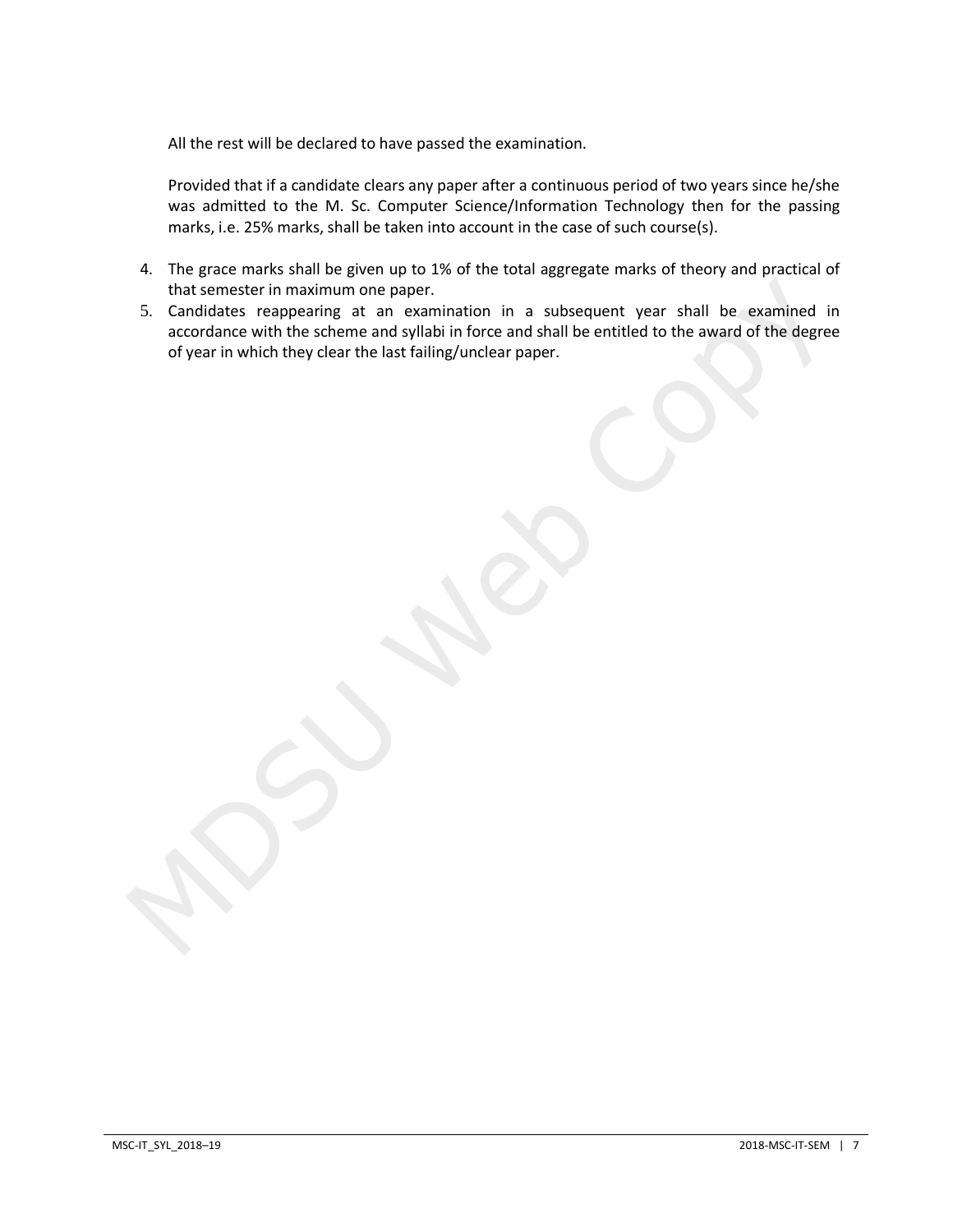All the rest will be declared to have passed the examination.

Provided that if a candidate clears any paper after a continuous period of two years since he/she was admitted to the M. Sc. Computer Science/Information Technology then for the passing marks, i.e. 25% marks, shall be taken into account in the case of such course(s).

4. The grace marks shall be given up to 1% of the total aggregate marks of theory and practical of that semester in maximum one paper.
5. Candidates reappearing at an examination in a subsequent year shall be examined in accordance with the scheme and syllabi in force and shall be entitled to the award of the degree of year in which they clear the last failing/unclear paper.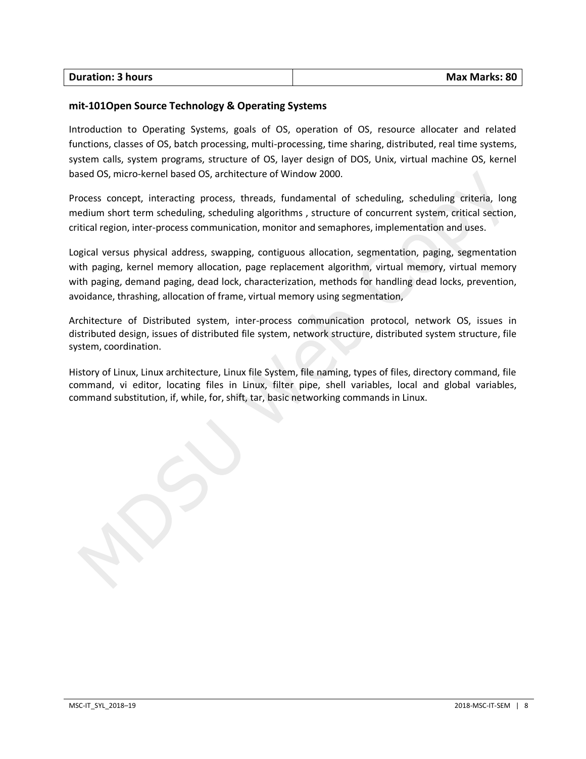| **Duration: 3 hours** | **Max Marks: 80** |
|---|---|

### mit-101Open Source Technology & Operating Systems

Introduction to Operating Systems, goals of OS, operation of OS, resource allocater and related functions, classes of OS, batch processing, multi-processing, time sharing, distributed, real time systems, system calls, system programs, structure of OS, layer design of DOS, Unix, virtual machine OS, kernel based OS, micro-kernel based OS, architecture of Window 2000.

Process concept, interacting process, threads, fundamental of scheduling, scheduling criteria, long medium short term scheduling, scheduling algorithms , structure of concurrent system, critical section, critical region, inter-process communication, monitor and semaphores, implementation and uses.

Logical versus physical address, swapping, contiguous allocation, segmentation, paging, segmentation with paging, kernel memory allocation, page replacement algorithm, virtual memory, virtual memory with paging, demand paging, dead lock, characterization, methods for handling dead locks, prevention, avoidance, thrashing, allocation of frame, virtual memory using segmentation,

Architecture of Distributed system, inter-process communication protocol, network OS, issues in distributed design, issues of distributed file system, network structure, distributed system structure, file system, coordination.

History of Linux, Linux architecture, Linux file System, file naming, types of files, directory command, file command, vi editor, locating files in Linux, filter pipe, shell variables, local and global variables, command substitution, if, while, for, shift, tar, basic networking commands in Linux.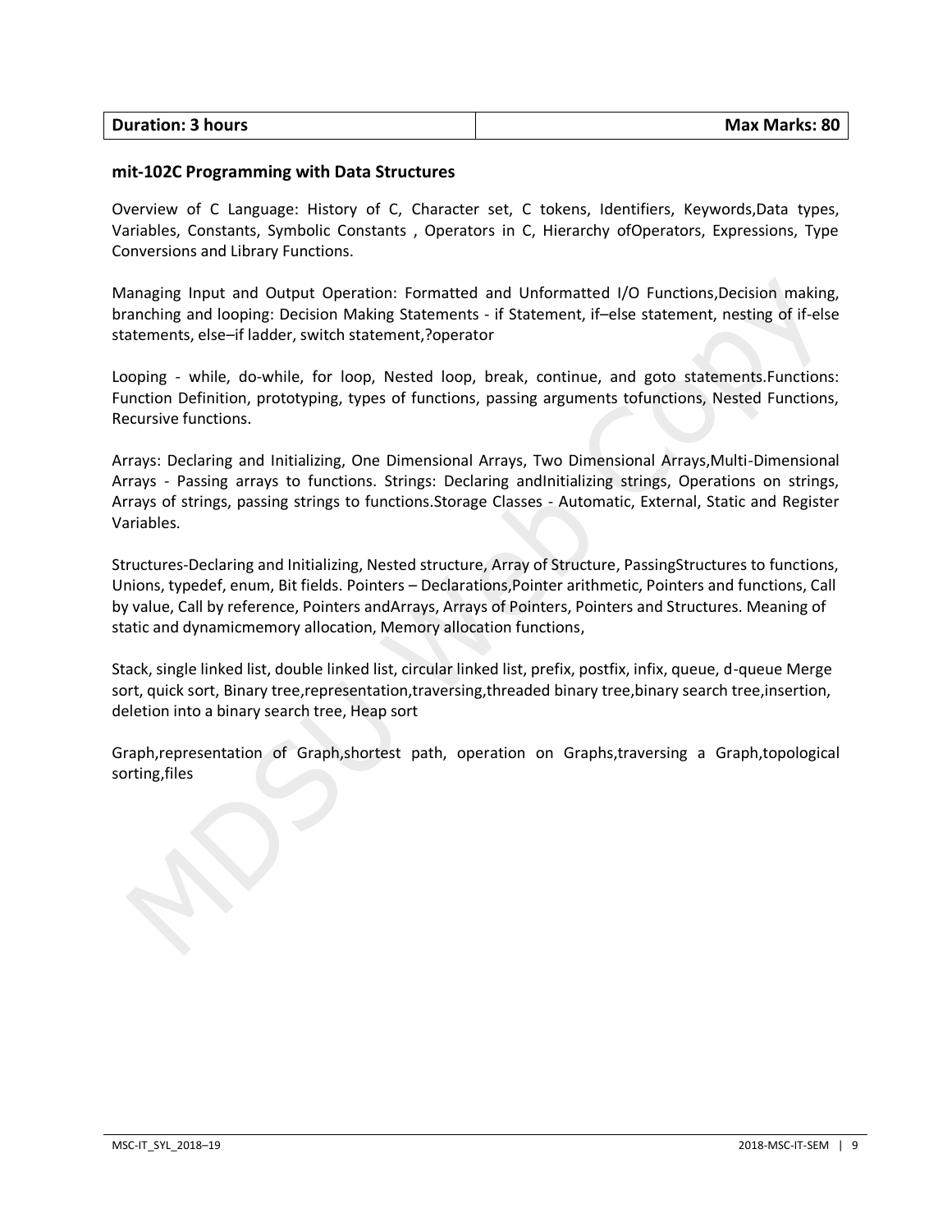| **Duration: 3 hours** | **Max Marks: 80** |
| --- | --- |

**mit-102C Programming with Data Structures**

Overview of C Language: History of C, Character set, C tokens, Identifiers, Keywords,Data types, Variables, Constants, Symbolic Constants , Operators in C, Hierarchy ofOperators, Expressions, Type Conversions and Library Functions.

Managing Input and Output Operation: Formatted and Unformatted I/O Functions,Decision making, branching and looping: Decision Making Statements - if Statement, if–else statement, nesting of if-else statements, else–if ladder, switch statement,?operator

Looping - while, do-while, for loop, Nested loop, break, continue, and goto statements.Functions: Function Definition, prototyping, types of functions, passing arguments tofunctions, Nested Functions, Recursive functions.

Arrays: Declaring and Initializing, One Dimensional Arrays, Two Dimensional Arrays,Multi-Dimensional Arrays - Passing arrays to functions. Strings: Declaring andInitializing strings, Operations on strings, Arrays of strings, passing strings to functions.Storage Classes - Automatic, External, Static and Register Variables.

Structures-Declaring and Initializing, Nested structure, Array of Structure, PassingStructures to functions, Unions, typedef, enum, Bit fields. Pointers – Declarations,Pointer arithmetic, Pointers and functions, Call by value, Call by reference, Pointers andArrays, Arrays of Pointers, Pointers and Structures. Meaning of static and dynamicmemory allocation, Memory allocation functions,

Stack, single linked list, double linked list, circular linked list, prefix, postfix, infix, queue, d-queue Merge sort, quick sort, Binary tree,representation,traversing,threaded binary tree,binary search tree,insertion, deletion into a binary search tree, Heap sort

Graph,representation of Graph,shortest path, operation on Graphs,traversing a Graph,topological sorting,files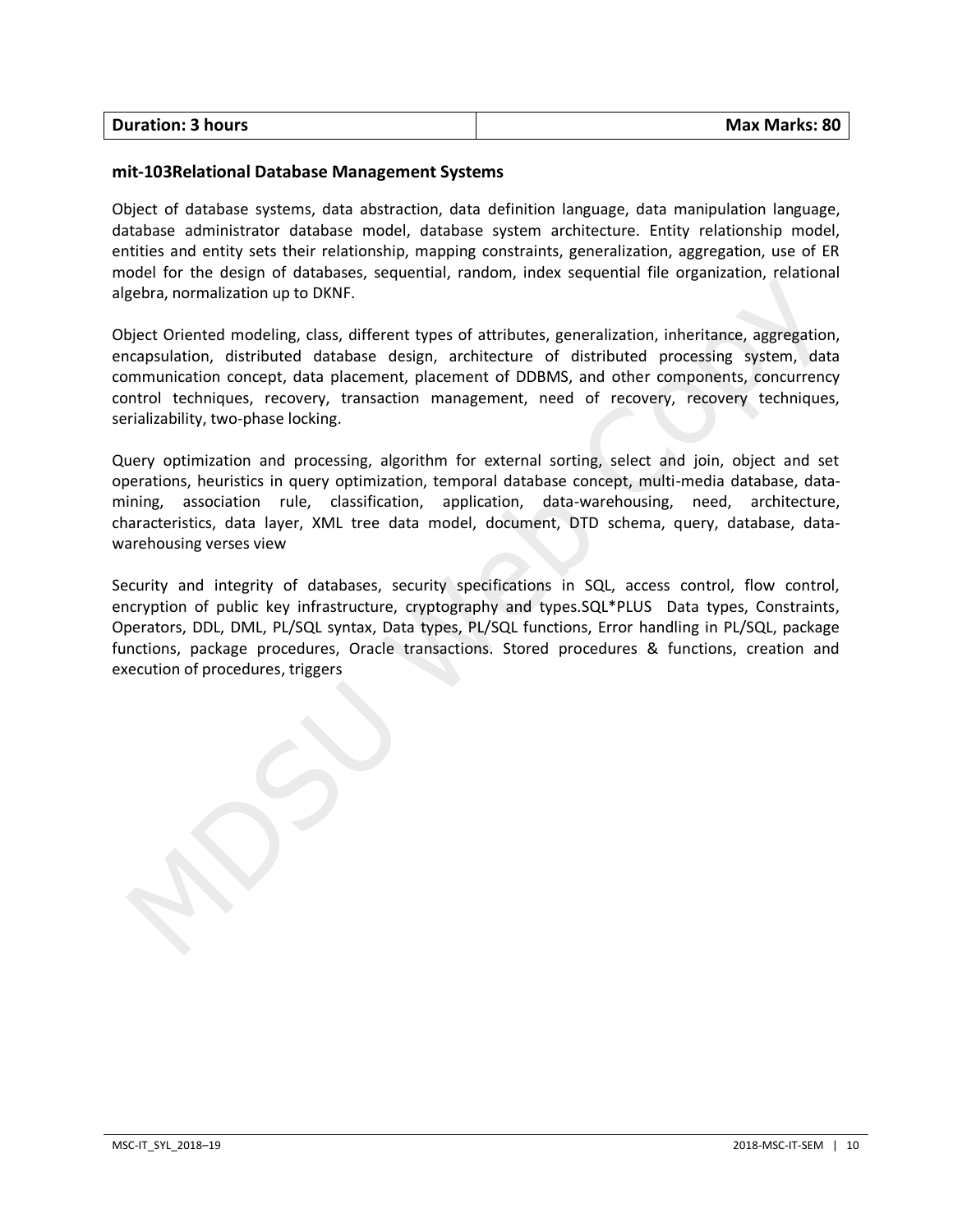| Duration: 3 hours | Max Marks: 80 |
|---|---|

### mit-103Relational Database Management Systems

Object of database systems, data abstraction, data definition language, data manipulation language, database administrator database model, database system architecture. Entity relationship model, entities and entity sets their relationship, mapping constraints, generalization, aggregation, use of ER model for the design of databases, sequential, random, index sequential file organization, relational algebra, normalization up to DKNF.

Object Oriented modeling, class, different types of attributes, generalization, inheritance, aggregation, encapsulation, distributed database design, architecture of distributed processing system, data communication concept, data placement, placement of DDBMS, and other components, concurrency control techniques, recovery, transaction management, need of recovery, recovery techniques, serializability, two-phase locking.

Query optimization and processing, algorithm for external sorting, select and join, object and set operations, heuristics in query optimization, temporal database concept, multi-media database, data-mining, association rule, classification, application, data-warehousing, need, architecture, characteristics, data layer, XML tree data model, document, DTD schema, query, database, data-warehousing verses view

Security and integrity of databases, security specifications in SQL, access control, flow control, encryption of public key infrastructure, cryptography and types.SQL*PLUS Data types, Constraints, Operators, DDL, DML, PL/SQL syntax, Data types, PL/SQL functions, Error handling in PL/SQL, package functions, package procedures, Oracle transactions. Stored procedures & functions, creation and execution of procedures, triggers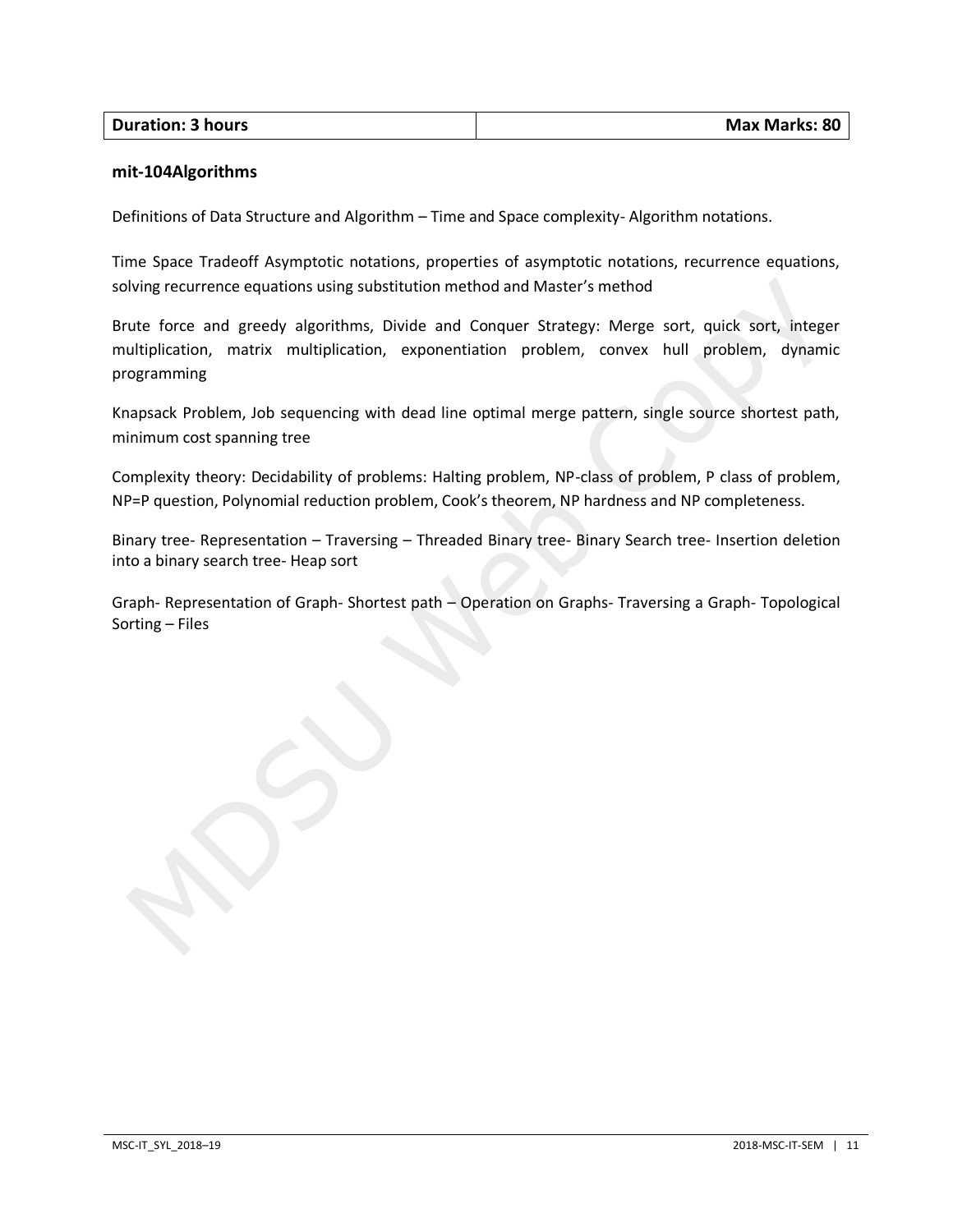| **Duration: 3 hours** | **Max Marks: 80** |
|---|---|

**mit-104Algorithms**

Definitions of Data Structure and Algorithm – Time and Space complexity- Algorithm notations.

Time Space Tradeoff Asymptotic notations, properties of asymptotic notations, recurrence equations, solving recurrence equations using substitution method and Master's method

Brute force and greedy algorithms, Divide and Conquer Strategy: Merge sort, quick sort, integer multiplication, matrix multiplication, exponentiation problem, convex hull problem, dynamic programming

Knapsack Problem, Job sequencing with dead line optimal merge pattern, single source shortest path, minimum cost spanning tree

Complexity theory: Decidability of problems: Halting problem, NP-class of problem, P class of problem, NP=P question, Polynomial reduction problem, Cook's theorem, NP hardness and NP completeness.

Binary tree- Representation – Traversing – Threaded Binary tree- Binary Search tree- Insertion deletion into a binary search tree- Heap sort

Graph- Representation of Graph- Shortest path – Operation on Graphs- Traversing a Graph- Topological Sorting – Files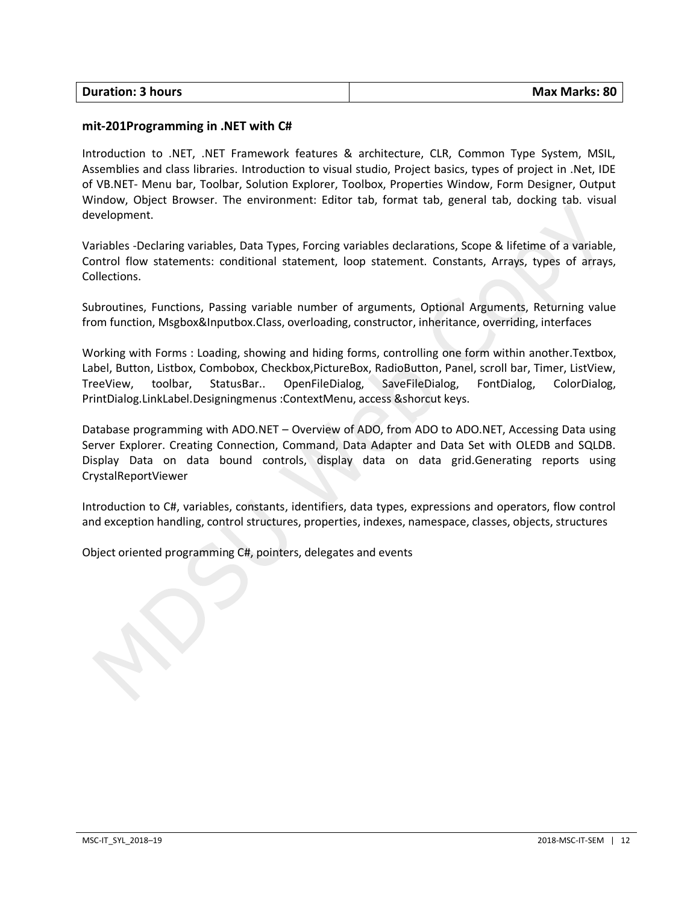| **Duration: 3 hours** | **Max Marks: 80** |
| --- | --- |

**mit-201Programming in .NET with C#**

Introduction to .NET, .NET Framework features & architecture, CLR, Common Type System, MSIL, Assemblies and class libraries. Introduction to visual studio, Project basics, types of project in .Net, IDE of VB.NET- Menu bar, Toolbar, Solution Explorer, Toolbox, Properties Window, Form Designer, Output Window, Object Browser. The environment: Editor tab, format tab, general tab, docking tab. visual development.

Variables -Declaring variables, Data Types, Forcing variables declarations, Scope & lifetime of a variable, Control flow statements: conditional statement, loop statement. Constants, Arrays, types of arrays, Collections.

Subroutines, Functions, Passing variable number of arguments, Optional Arguments, Returning value from function, Msgbox&Inputbox.Class, overloading, constructor, inheritance, overriding, interfaces

Working with Forms : Loading, showing and hiding forms, controlling one form within another.Textbox, Label, Button, Listbox, Combobox, Checkbox,PictureBox, RadioButton, Panel, scroll bar, Timer, ListView, TreeView, toolbar, StatusBar.. OpenFileDialog, SaveFileDialog, FontDialog, ColorDialog, PrintDialog.LinkLabel.Designingmenus :ContextMenu, access &shorcut keys.

Database programming with ADO.NET – Overview of ADO, from ADO to ADO.NET, Accessing Data using Server Explorer. Creating Connection, Command, Data Adapter and Data Set with OLEDB and SQLDB. Display Data on data bound controls, display data on data grid.Generating reports using CrystalReportViewer

Introduction to C#, variables, constants, identifiers, data types, expressions and operators, flow control and exception handling, control structures, properties, indexes, namespace, classes, objects, structures

Object oriented programming C#, pointers, delegates and events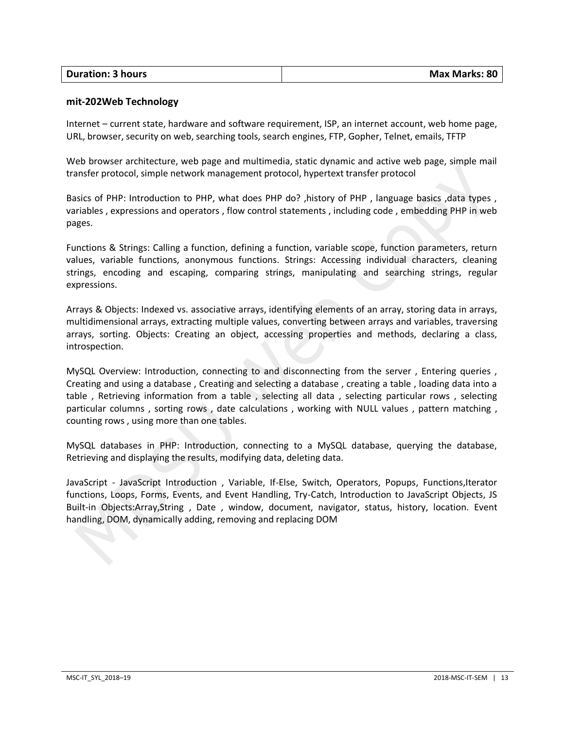| Duration: 3 hours | Max Marks: 80 |
| --- | --- |

**mit-202Web Technology**

Internet – current state, hardware and software requirement, ISP, an internet account, web home page, URL, browser, security on web, searching tools, search engines, FTP, Gopher, Telnet, emails, TFTP

Web browser architecture, web page and multimedia, static dynamic and active web page, simple mail transfer protocol, simple network management protocol, hypertext transfer protocol

Basics of PHP: Introduction to PHP, what does PHP do? ,history of PHP , language basics ,data types , variables , expressions and operators , flow control statements , including code , embedding PHP in web pages.

Functions & Strings: Calling a function, defining a function, variable scope, function parameters, return values, variable functions, anonymous functions. Strings: Accessing individual characters, cleaning strings, encoding and escaping, comparing strings, manipulating and searching strings, regular expressions.

Arrays & Objects: Indexed vs. associative arrays, identifying elements of an array, storing data in arrays, multidimensional arrays, extracting multiple values, converting between arrays and variables, traversing arrays, sorting. Objects: Creating an object, accessing properties and methods, declaring a class, introspection.

MySQL Overview: Introduction, connecting to and disconnecting from the server , Entering queries , Creating and using a database , Creating and selecting a database , creating a table , loading data into a table , Retrieving information from a table , selecting all data , selecting particular rows , selecting particular columns , sorting rows , date calculations , working with NULL values , pattern matching , counting rows , using more than one tables.

MySQL databases in PHP: Introduction, connecting to a MySQL database, querying the database, Retrieving and displaying the results, modifying data, deleting data.

JavaScript - JavaScript Introduction , Variable, If-Else, Switch, Operators, Popups, Functions,Iterator functions, Loops, Forms, Events, and Event Handling, Try-Catch, Introduction to JavaScript Objects, JS Built-in Objects:Array,String , Date , window, document, navigator, status, history, location. Event handling, DOM, dynamically adding, removing and replacing DOM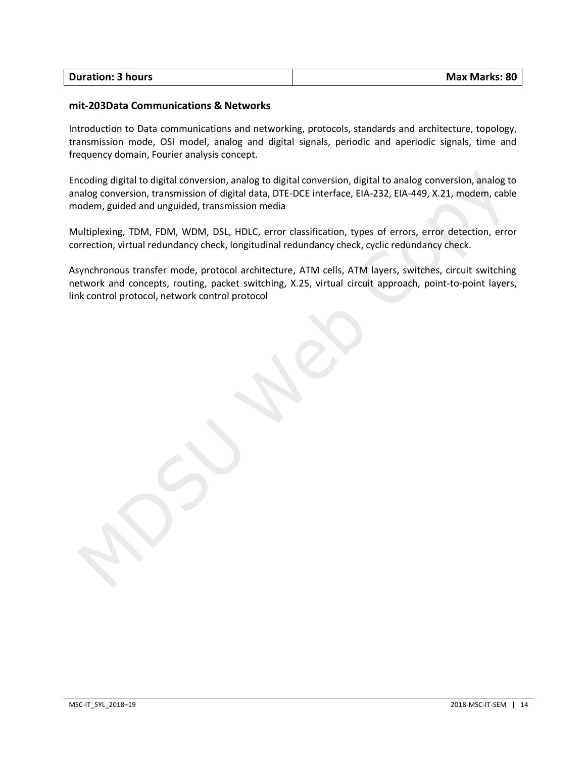| Duration: 3 hours | Max Marks: 80 |
|---|---|

**mit-203Data Communications & Networks**

Introduction to Data communications and networking, protocols, standards and architecture, topology, transmission mode, OSI model, analog and digital signals, periodic and aperiodic signals, time and frequency domain, Fourier analysis concept.

Encoding digital to digital conversion, analog to digital conversion, digital to analog conversion, analog to analog conversion, transmission of digital data, DTE-DCE interface, EIA-232, EIA-449, X.21, modem, cable modem, guided and unguided, transmission media

Multiplexing, TDM, FDM, WDM, DSL, HDLC, error classification, types of errors, error detection, error correction, virtual redundancy check, longitudinal redundancy check, cyclic redundancy check.

Asynchronous transfer mode, protocol architecture, ATM cells, ATM layers, switches, circuit switching network and concepts, routing, packet switching, X.25, virtual circuit approach, point-to-point layers, link control protocol, network control protocol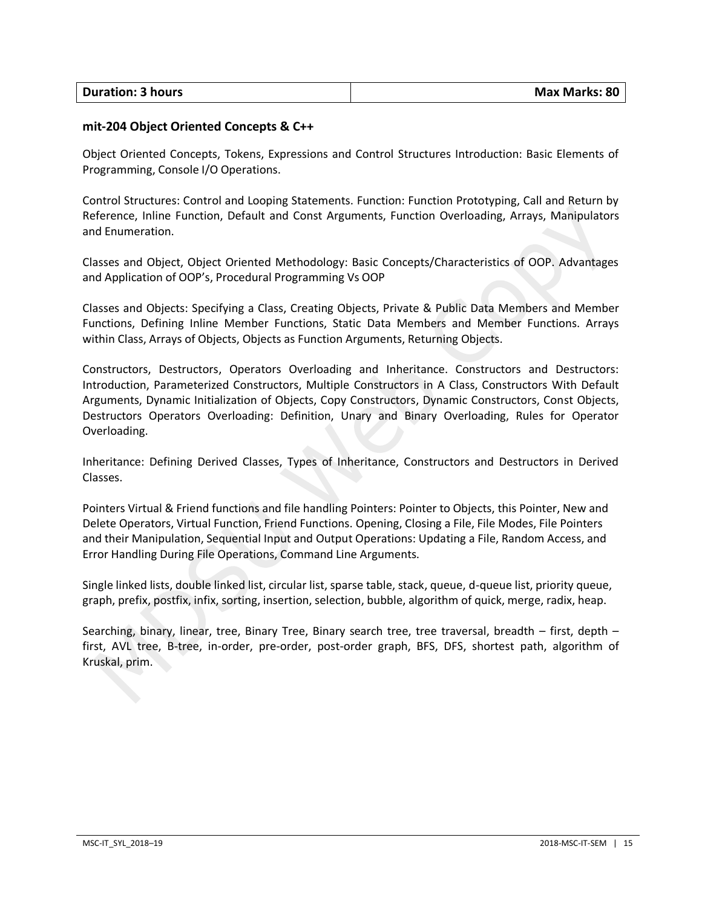| Duration: 3 hours | Max Marks: 80 |
|---|---|

**mit-204 Object Oriented Concepts & C++**

Object Oriented Concepts, Tokens, Expressions and Control Structures Introduction: Basic Elements of Programming, Console I/O Operations.

Control Structures: Control and Looping Statements. Function: Function Prototyping, Call and Return by Reference, Inline Function, Default and Const Arguments, Function Overloading, Arrays, Manipulators and Enumeration.

Classes and Object, Object Oriented Methodology: Basic Concepts/Characteristics of OOP. Advantages and Application of OOP's, Procedural Programming Vs OOP

Classes and Objects: Specifying a Class, Creating Objects, Private & Public Data Members and Member Functions, Defining Inline Member Functions, Static Data Members and Member Functions. Arrays within Class, Arrays of Objects, Objects as Function Arguments, Returning Objects.

Constructors, Destructors, Operators Overloading and Inheritance. Constructors and Destructors: Introduction, Parameterized Constructors, Multiple Constructors in A Class, Constructors With Default Arguments, Dynamic Initialization of Objects, Copy Constructors, Dynamic Constructors, Const Objects, Destructors Operators Overloading: Definition, Unary and Binary Overloading, Rules for Operator Overloading.

Inheritance: Defining Derived Classes, Types of Inheritance, Constructors and Destructors in Derived Classes.

Pointers Virtual & Friend functions and file handling Pointers: Pointer to Objects, this Pointer, New and Delete Operators, Virtual Function, Friend Functions. Opening, Closing a File, File Modes, File Pointers and their Manipulation, Sequential Input and Output Operations: Updating a File, Random Access, and Error Handling During File Operations, Command Line Arguments.

Single linked lists, double linked list, circular list, sparse table, stack, queue, d-queue list, priority queue, graph, prefix, postfix, infix, sorting, insertion, selection, bubble, algorithm of quick, merge, radix, heap.

Searching, binary, linear, tree, Binary Tree, Binary search tree, tree traversal, breadth – first, depth – first, AVL tree, B-tree, in-order, pre-order, post-order graph, BFS, DFS, shortest path, algorithm of Kruskal, prim.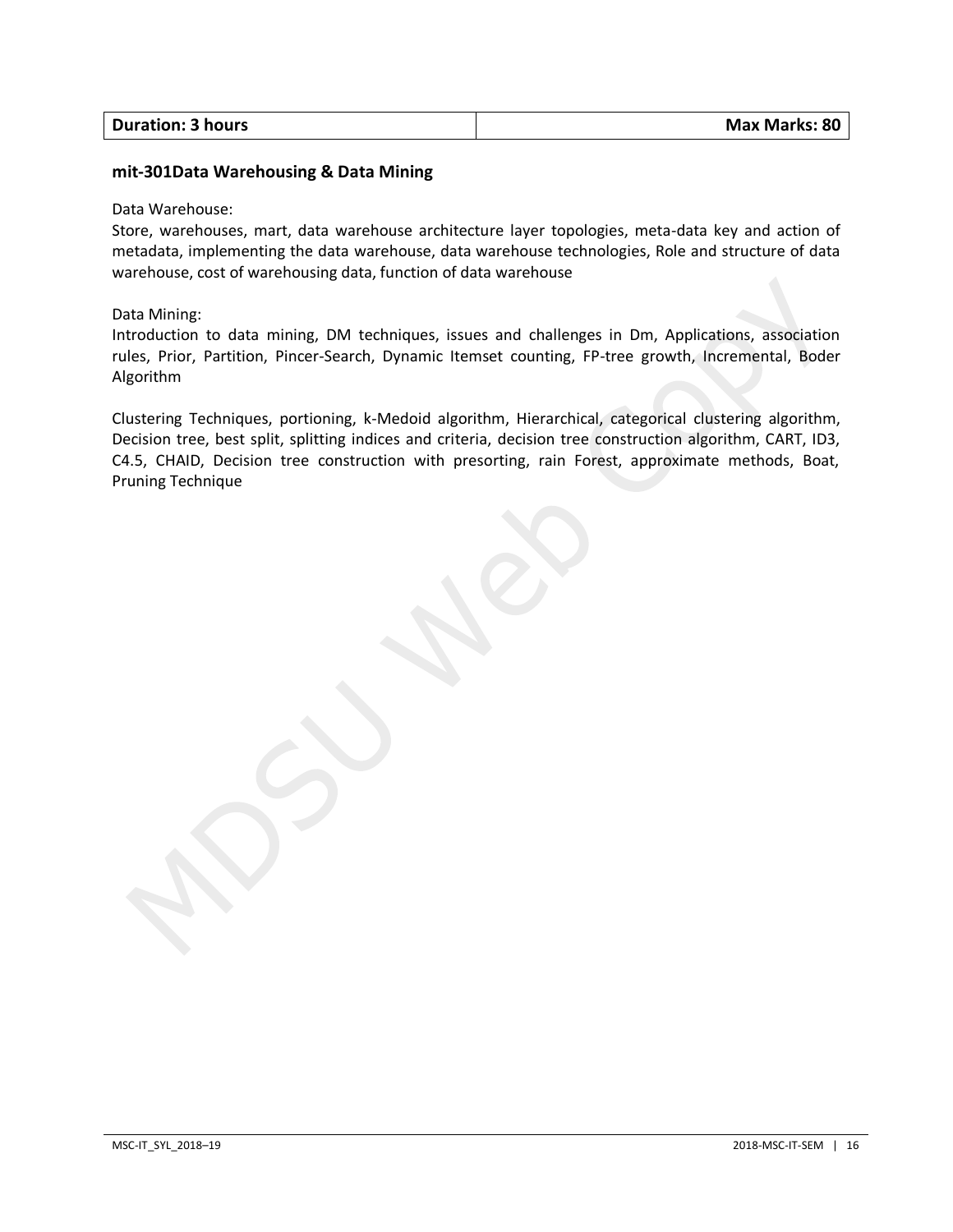| **Duration: 3 hours** | **Max Marks: 80** |
|---|---|

**mit-301Data Warehousing & Data Mining**

Data Warehouse:

Store, warehouses, mart, data warehouse architecture layer topologies, meta-data key and action of metadata, implementing the data warehouse, data warehouse technologies, Role and structure of data warehouse, cost of warehousing data, function of data warehouse

Data Mining:

Introduction to data mining, DM techniques, issues and challenges in Dm, Applications, association rules, Prior, Partition, Pincer-Search, Dynamic Itemset counting, FP-tree growth, Incremental, Boder Algorithm

Clustering Techniques, portioning, k-Medoid algorithm, Hierarchical, categorical clustering algorithm, Decision tree, best split, splitting indices and criteria, decision tree construction algorithm, CART, ID3, C4.5, CHAID, Decision tree construction with presorting, rain Forest, approximate methods, Boat, Pruning Technique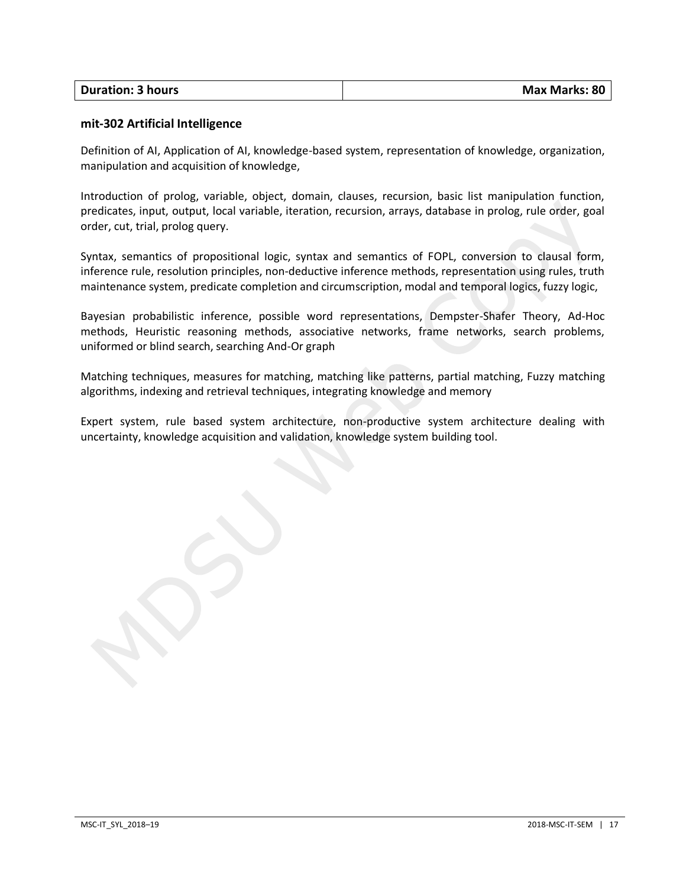| Duration: 3 hours | Max Marks: 80 |
|---|---|

**mit-302 Artificial Intelligence**

Definition of AI, Application of AI, knowledge-based system, representation of knowledge, organization, manipulation and acquisition of knowledge,

Introduction of prolog, variable, object, domain, clauses, recursion, basic list manipulation function, predicates, input, output, local variable, iteration, recursion, arrays, database in prolog, rule order, goal order, cut, trial, prolog query.

Syntax, semantics of propositional logic, syntax and semantics of FOPL, conversion to clausal form, inference rule, resolution principles, non-deductive inference methods, representation using rules, truth maintenance system, predicate completion and circumscription, modal and temporal logics, fuzzy logic,

Bayesian probabilistic inference, possible word representations, Dempster-Shafer Theory, Ad-Hoc methods, Heuristic reasoning methods, associative networks, frame networks, search problems, uniformed or blind search, searching And-Or graph

Matching techniques, measures for matching, matching like patterns, partial matching, Fuzzy matching algorithms, indexing and retrieval techniques, integrating knowledge and memory

Expert system, rule based system architecture, non-productive system architecture dealing with uncertainty, knowledge acquisition and validation, knowledge system building tool.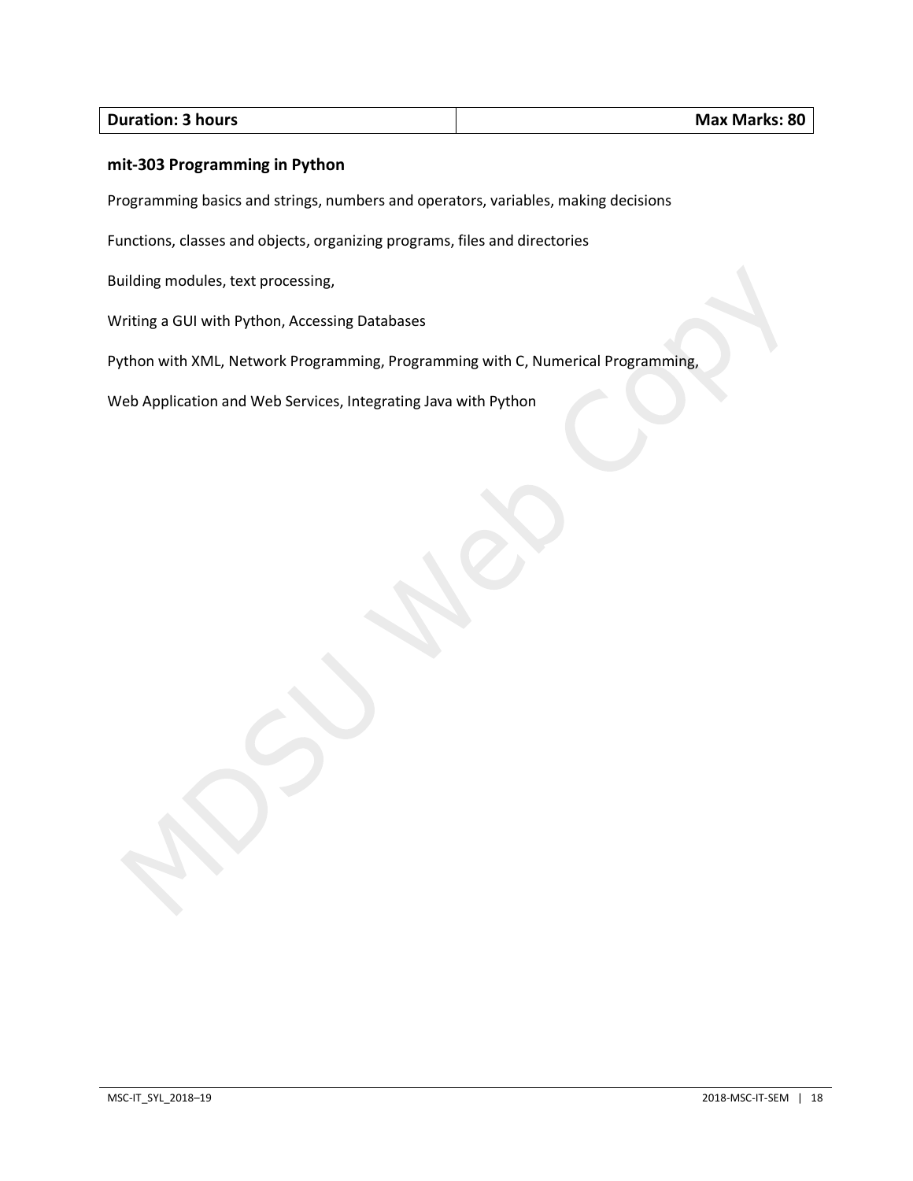| Duration: 3 hours | Max Marks: 80 |
|---|---|

**mit-303 Programming in Python**

Programming basics and strings, numbers and operators, variables, making decisions

Functions, classes and objects, organizing programs, files and directories

Building modules, text processing,

Writing a GUI with Python, Accessing Databases

Python with XML, Network Programming, Programming with C, Numerical Programming,

Web Application and Web Services, Integrating Java with Python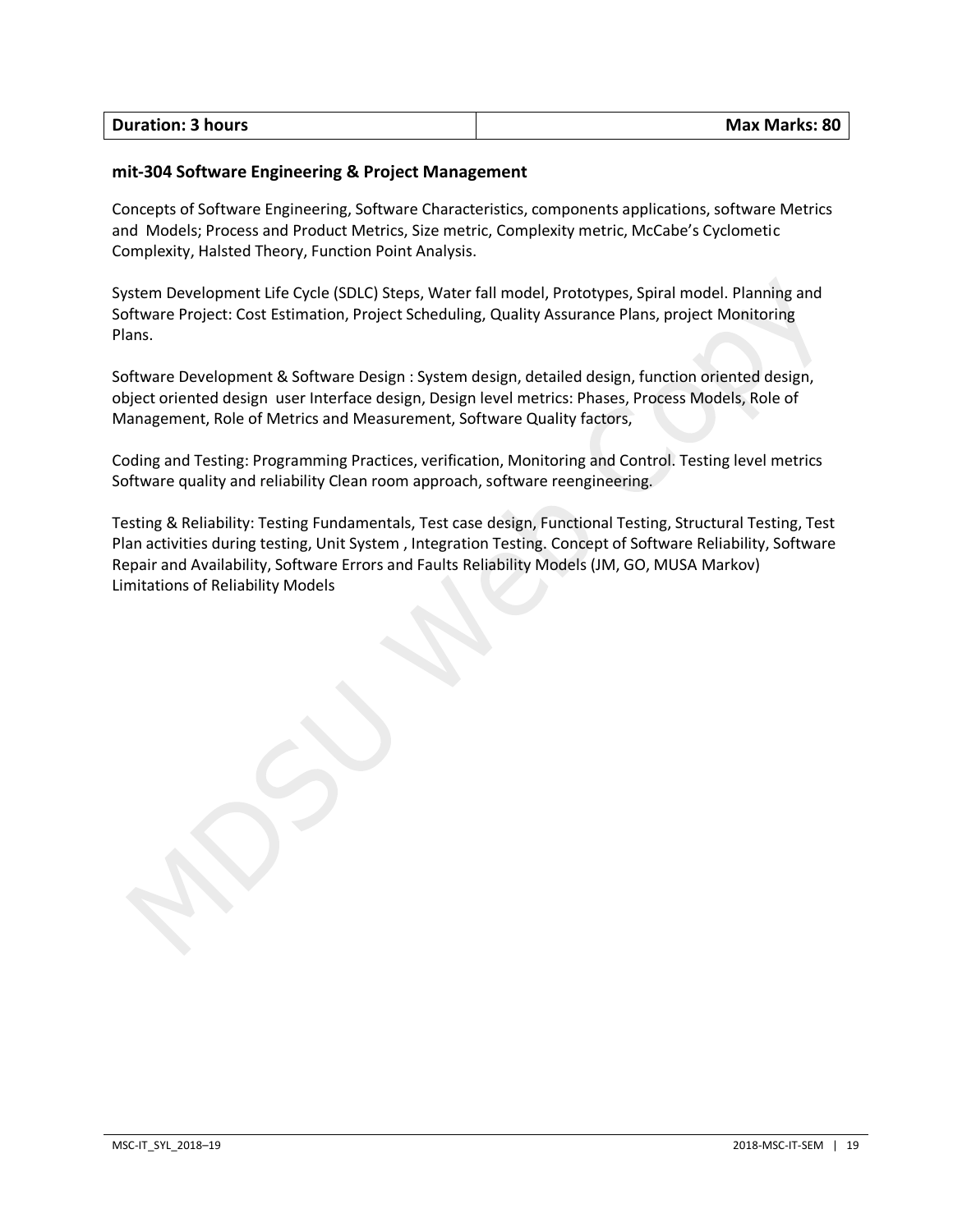| **Duration: 3 hours** | **Max Marks: 80** |
|---|---|

**mit-304 Software Engineering & Project Management**

Concepts of Software Engineering, Software Characteristics, components applications, software Metrics and Models; Process and Product Metrics, Size metric, Complexity metric, McCabe's Cyclometic Complexity, Halsted Theory, Function Point Analysis.

System Development Life Cycle (SDLC) Steps, Water fall model, Prototypes, Spiral model. Planning and Software Project: Cost Estimation, Project Scheduling, Quality Assurance Plans, project Monitoring Plans.

Software Development & Software Design : System design, detailed design, function oriented design, object oriented design user Interface design, Design level metrics: Phases, Process Models, Role of Management, Role of Metrics and Measurement, Software Quality factors,

Coding and Testing: Programming Practices, verification, Monitoring and Control. Testing level metrics Software quality and reliability Clean room approach, software reengineering.

Testing & Reliability: Testing Fundamentals, Test case design, Functional Testing, Structural Testing, Test Plan activities during testing, Unit System , Integration Testing. Concept of Software Reliability, Software Repair and Availability, Software Errors and Faults Reliability Models (JM, GO, MUSA Markov) Limitations of Reliability Models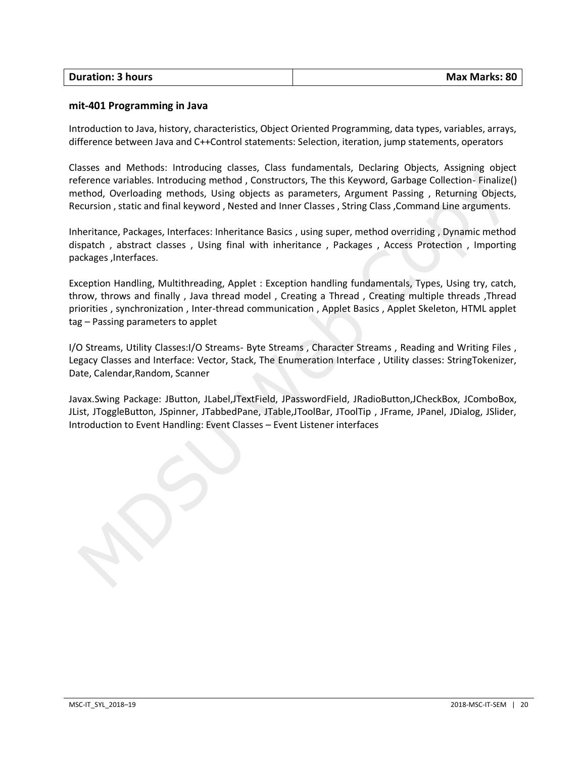| Duration: 3 hours | Max Marks: 80 |
|---|---|

**mit-401 Programming in Java**

Introduction to Java, history, characteristics, Object Oriented Programming, data types, variables, arrays, difference between Java and C++Control statements: Selection, iteration, jump statements, operators

Classes and Methods: Introducing classes, Class fundamentals, Declaring Objects, Assigning object reference variables. Introducing method , Constructors, The this Keyword, Garbage Collection- Finalize() method, Overloading methods, Using objects as parameters, Argument Passing , Returning Objects, Recursion , static and final keyword , Nested and Inner Classes , String Class ,Command Line arguments.

Inheritance, Packages, Interfaces: Inheritance Basics , using super, method overriding , Dynamic method dispatch , abstract classes , Using final with inheritance , Packages , Access Protection , Importing packages ,Interfaces.

Exception Handling, Multithreading, Applet : Exception handling fundamentals, Types, Using try, catch, throw, throws and finally , Java thread model , Creating a Thread , Creating multiple threads ,Thread priorities , synchronization , Inter-thread communication , Applet Basics , Applet Skeleton, HTML applet tag – Passing parameters to applet

I/O Streams, Utility Classes:I/O Streams- Byte Streams , Character Streams , Reading and Writing Files , Legacy Classes and Interface: Vector, Stack, The Enumeration Interface , Utility classes: StringTokenizer, Date, Calendar,Random, Scanner

Javax.Swing Package: JButton, JLabel,JTextField, JPasswordField, JRadioButton,JCheckBox, JComboBox, JList, JToggleButton, JSpinner, JTabbedPane, JTable,JToolBar, JToolTip , JFrame, JPanel, JDialog, JSlider, Introduction to Event Handling: Event Classes – Event Listener interfaces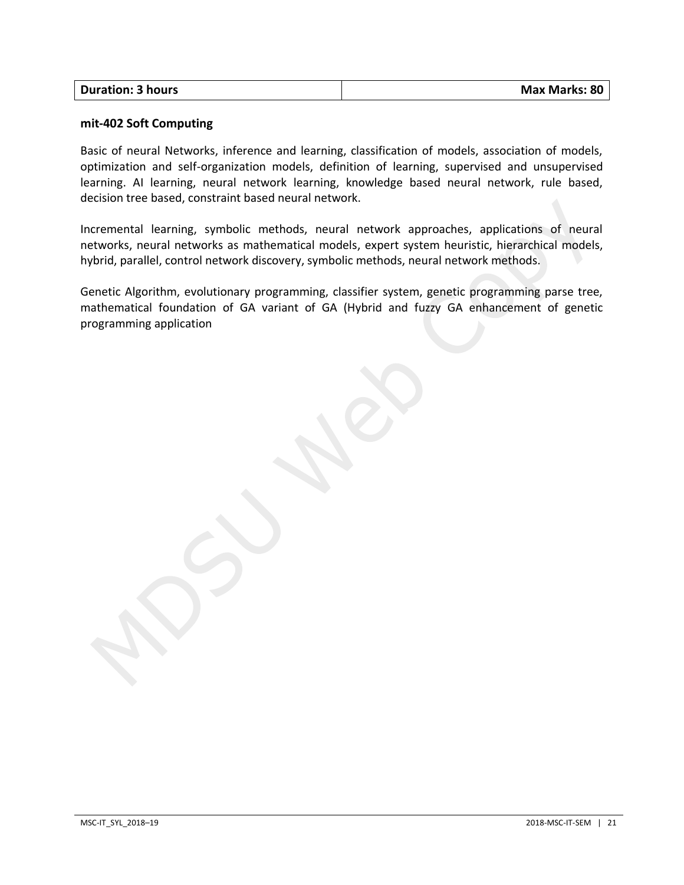| Duration: 3 hours | Max Marks: 80 |
|---|---|

**mit-402 Soft Computing**

Basic of neural Networks, inference and learning, classification of models, association of models, optimization and self-organization models, definition of learning, supervised and unsupervised learning. AI learning, neural network learning, knowledge based neural network, rule based, decision tree based, constraint based neural network.

Incremental learning, symbolic methods, neural network approaches, applications of neural networks, neural networks as mathematical models, expert system heuristic, hierarchical models, hybrid, parallel, control network discovery, symbolic methods, neural network methods.

Genetic Algorithm, evolutionary programming, classifier system, genetic programming parse tree, mathematical foundation of GA variant of GA (Hybrid and fuzzy GA enhancement of genetic programming application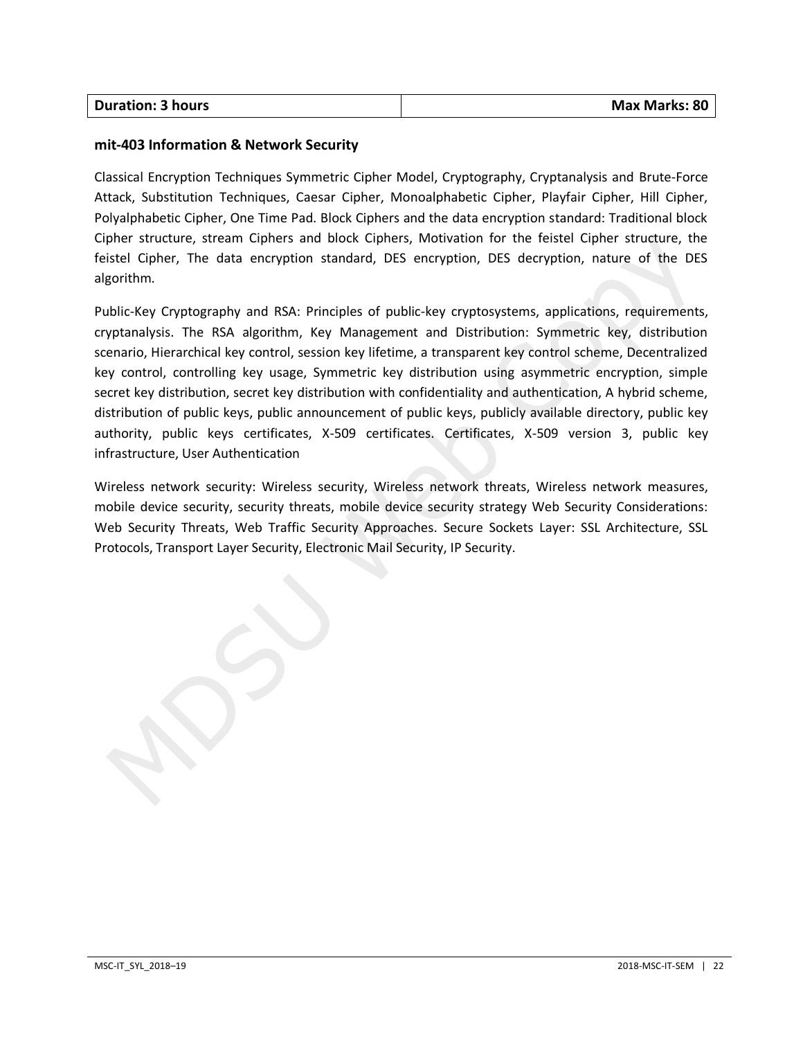| **Duration: 3 hours** | **Max Marks: 80** |
|---|---|

### mit-403 Information & Network Security

Classical Encryption Techniques Symmetric Cipher Model, Cryptography, Cryptanalysis and Brute-Force Attack, Substitution Techniques, Caesar Cipher, Monoalphabetic Cipher, Playfair Cipher, Hill Cipher, Polyalphabetic Cipher, One Time Pad. Block Ciphers and the data encryption standard: Traditional block Cipher structure, stream Ciphers and block Ciphers, Motivation for the feistel Cipher structure, the feistel Cipher, The data encryption standard, DES encryption, DES decryption, nature of the DES algorithm.

Public-Key Cryptography and RSA: Principles of public-key cryptosystems, applications, requirements, cryptanalysis. The RSA algorithm, Key Management and Distribution: Symmetric key, distribution scenario, Hierarchical key control, session key lifetime, a transparent key control scheme, Decentralized key control, controlling key usage, Symmetric key distribution using asymmetric encryption, simple secret key distribution, secret key distribution with confidentiality and authentication, A hybrid scheme, distribution of public keys, public announcement of public keys, publicly available directory, public key authority, public keys certificates, X-509 certificates. Certificates, X-509 version 3, public key infrastructure, User Authentication

Wireless network security: Wireless security, Wireless network threats, Wireless network measures, mobile device security, security threats, mobile device security strategy Web Security Considerations: Web Security Threats, Web Traffic Security Approaches. Secure Sockets Layer: SSL Architecture, SSL Protocols, Transport Layer Security, Electronic Mail Security, IP Security.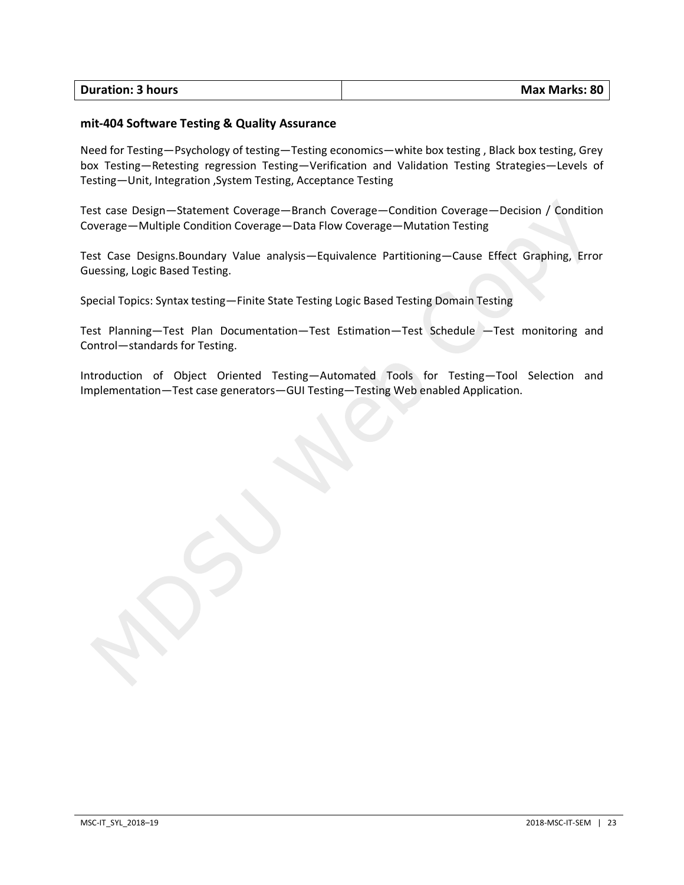| Duration: 3 hours | Max Marks: 80 |
| --- | --- |

**mit-404 Software Testing & Quality Assurance**

Need for Testing—Psychology of testing—Testing economics—white box testing , Black box testing, Grey box Testing—Retesting regression Testing—Verification and Validation Testing Strategies—Levels of Testing—Unit, Integration ,System Testing, Acceptance Testing

Test case Design—Statement Coverage—Branch Coverage—Condition Coverage—Decision / Condition Coverage—Multiple Condition Coverage—Data Flow Coverage—Mutation Testing

Test Case Designs.Boundary Value analysis—Equivalence Partitioning—Cause Effect Graphing, Error Guessing, Logic Based Testing.

Special Topics: Syntax testing—Finite State Testing Logic Based Testing Domain Testing

Test Planning—Test Plan Documentation—Test Estimation—Test Schedule —Test monitoring and Control—standards for Testing.

Introduction of Object Oriented Testing—Automated Tools for Testing—Tool Selection and Implementation—Test case generators—GUI Testing—Testing Web enabled Application.